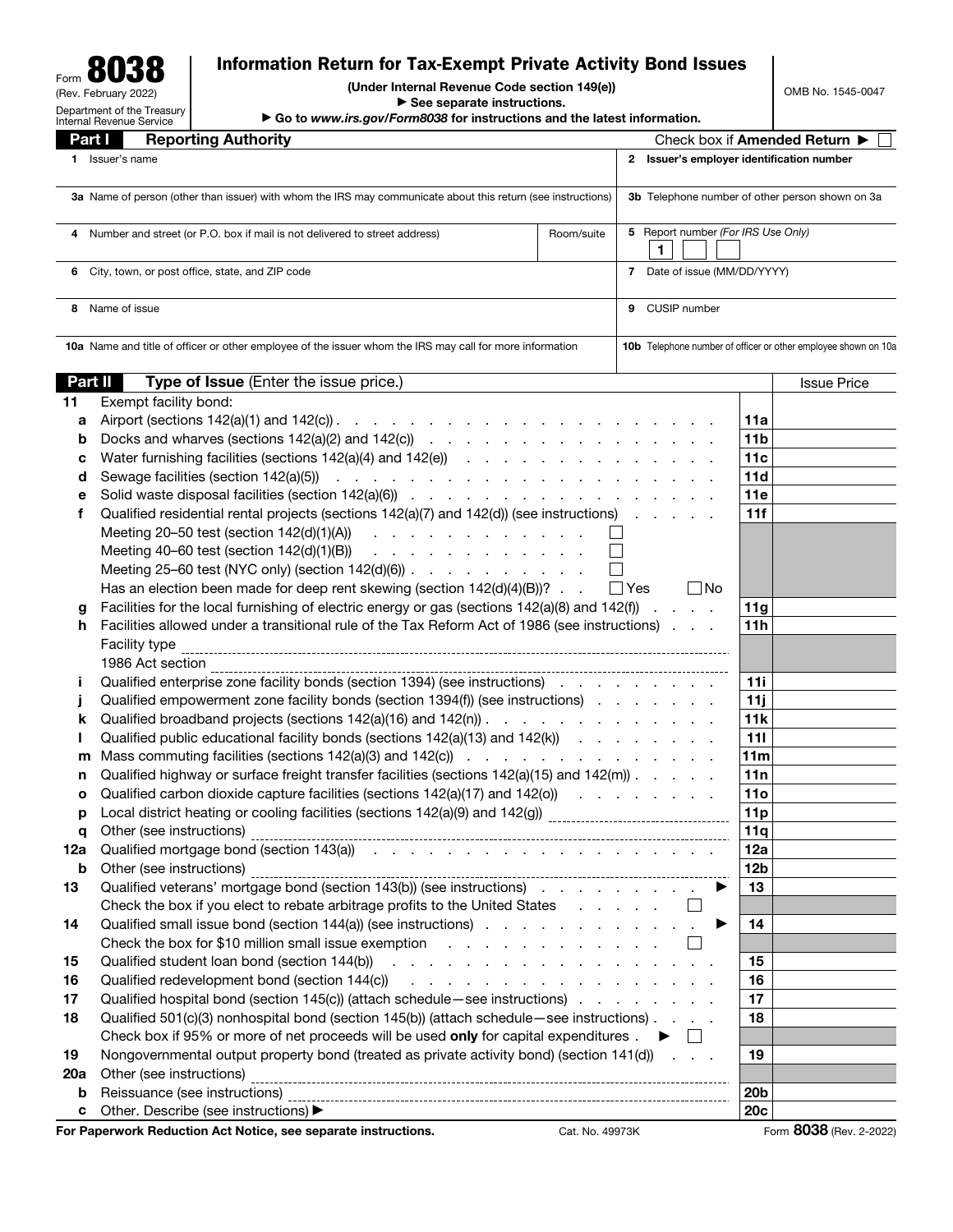Form **8038**
(Rev. February 2022)
Department of the Treasury
Internal Revenue Service

# Information Return for Tax-Exempt Private Activity Bond Issues

**(Under Internal Revenue Code section 149(e))**

▶ **See separate instructions.**

▶ **Go to www.irs.gov/Form8038 for instructions and the latest information.**

OMB No. 1545-0047

## Part I Reporting Authority

Check box if **Amended Return** ▶ ☐

| | |
|---|---|
| **1** Issuer's name | **2 Issuer's employer identification number** |
| **3a** Name of person (other than issuer) with whom the IRS may communicate about this return (see instructions) | **3b** Telephone number of other person shown on 3a |
| **4** Number and street (or P.O. box if mail is not delivered to street address) — Room/suite | **5** Report number *(For IRS Use Only)* 1 |
| **6** City, town, or post office, state, and ZIP code | **7** Date of issue (MM/DD/YYYY) |
| **8** Name of issue | **9** CUSIP number |
| **10a** Name and title of officer or other employee of the issuer whom the IRS may call for more information | **10b** Telephone number of officer or other employee shown on 10a |

## Part II Type of Issue (Enter the issue price.)

| | | Line | Issue Price |
|---|---|---|---|
| **11** | Exempt facility bond: | | |
| **a** | Airport (sections 142(a)(1) and 142(c)) | **11a** | |
| **b** | Docks and wharves (sections 142(a)(2) and 142(c)) | **11b** | |
| **c** | Water furnishing facilities (sections 142(a)(4) and 142(e)) | **11c** | |
| **d** | Sewage facilities (section 142(a)(5)) | **11d** | |
| **e** | Solid waste disposal facilities (section 142(a)(6)) | **11e** | |
| **f** | Qualified residential rental projects (sections 142(a)(7) and 142(d)) (see instructions) | **11f** | |
| | Meeting 20–50 test (section 142(d)(1)(A)) ☐ | | |
| | Meeting 40–60 test (section 142(d)(1)(B)) ☐ | | |
| | Meeting 25–60 test (NYC only) (section 142(d)(6)) ☐ | | |
| | Has an election been made for deep rent skewing (section 142(d)(4)(B))? ☐ Yes ☐ No | | |
| **g** | Facilities for the local furnishing of electric energy or gas (sections 142(a)(8) and 142(f)) | **11g** | |
| **h** | Facilities allowed under a transitional rule of the Tax Reform Act of 1986 (see instructions) | **11h** | |
| | Facility type | | |
| | 1986 Act section | | |
| **i** | Qualified enterprise zone facility bonds (section 1394) (see instructions) | **11i** | |
| **j** | Qualified empowerment zone facility bonds (section 1394(f)) (see instructions) | **11j** | |
| **k** | Qualified broadband projects (sections 142(a)(16) and 142(n)) | **11k** | |
| **l** | Qualified public educational facility bonds (sections 142(a)(13) and 142(k)) | **11l** | |
| **m** | Mass commuting facilities (sections 142(a)(3) and 142(c)) | **11m** | |
| **n** | Qualified highway or surface freight transfer facilities (sections 142(a)(15) and 142(m)) | **11n** | |
| **o** | Qualified carbon dioxide capture facilities (sections 142(a)(17) and 142(o)) | **11o** | |
| **p** | Local district heating or cooling facilities (sections 142(a)(9) and 142(g)) | **11p** | |
| **q** | Other (see instructions) | **11q** | |
| **12a** | Qualified mortgage bond (section 143(a)) | **12a** | |
| **b** | Other (see instructions) | **12b** | |
| **13** | Qualified veterans' mortgage bond (section 143(b)) (see instructions) ▶ | **13** | |
| | Check the box if you elect to rebate arbitrage profits to the United States ☐ | | |
| **14** | Qualified small issue bond (section 144(a)) (see instructions) ▶ | **14** | |
| | Check the box for $10 million small issue exemption ☐ | | |
| **15** | Qualified student loan bond (section 144(b)) | **15** | |
| **16** | Qualified redevelopment bond (section 144(c)) | **16** | |
| **17** | Qualified hospital bond (section 145(c)) (attach schedule—see instructions) | **17** | |
| **18** | Qualified 501(c)(3) nonhospital bond (section 145(b)) (attach schedule—see instructions) | **18** | |
| | Check box if 95% or more of net proceeds will be used **only** for capital expenditures ▶ ☐ | | |
| **19** | Nongovernmental output property bond (treated as private activity bond) (section 141(d)) | **19** | |
| **20a** | Other (see instructions) | | |
| **b** | Reissuance (see instructions) | **20b** | |
| **c** | Other. Describe (see instructions) ▶ | **20c** | |

**For Paperwork Reduction Act Notice, see separate instructions.** Cat. No. 49973K Form **8038** (Rev. 2-2022)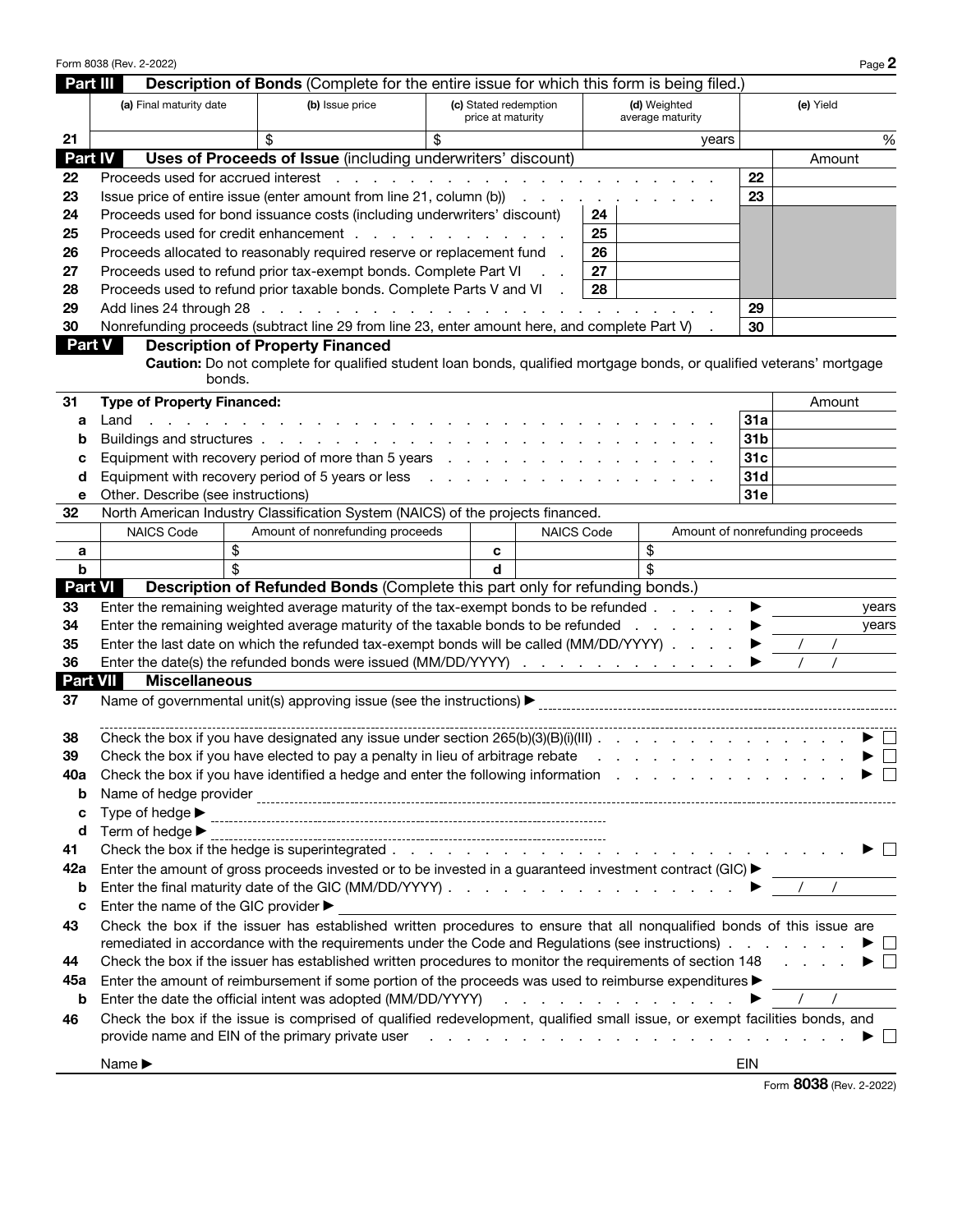## Part III Description of Bonds (Complete for the entire issue for which this form is being filed.)

| | (a) Final maturity date | (b) Issue price | (c) Stated redemption price at maturity | (d) Weighted average maturity | (e) Yield |
|---|---|---|---|---|---|
| 21 | | $ | $ | years | % |

## Part IV Uses of Proceeds of Issue (including underwriters' discount)

| | | | | | Amount |
|---|---|---|---|---|---|
| 22 | Proceeds used for accrued interest | | | 22 | |
| 23 | Issue price of entire issue (enter amount from line 21, column (b)) | | | 23 | |
| 24 | Proceeds used for bond issuance costs (including underwriters' discount) | 24 | | | |
| 25 | Proceeds used for credit enhancement | 25 | | | |
| 26 | Proceeds allocated to reasonably required reserve or replacement fund | 26 | | | |
| 27 | Proceeds used to refund prior tax-exempt bonds. Complete Part VI | 27 | | | |
| 28 | Proceeds used to refund prior taxable bonds. Complete Parts V and VI | 28 | | | |
| 29 | Add lines 24 through 28 | | | 29 | |
| 30 | Nonrefunding proceeds (subtract line 29 from line 23, enter amount here, and complete Part V) | | | 30 | |

## Part V Description of Property Financed

**Caution:** Do not complete for qualified student loan bonds, qualified mortgage bonds, or qualified veterans' mortgage bonds.

| | | | Amount |
|---|---|---|---|
| 31 | **Type of Property Financed:** | | |
| a | Land | 31a | |
| b | Buildings and structures | 31b | |
| c | Equipment with recovery period of more than 5 years | 31c | |
| d | Equipment with recovery period of 5 years or less | 31d | |
| e | Other. Describe (see instructions) | 31e | |

32 North American Industry Classification System (NAICS) of the projects financed.

| | NAICS Code | Amount of nonrefunding proceeds | | NAICS Code | Amount of nonrefunding proceeds |
|---|---|---|---|---|---|
| a | | $ | c | | $ |
| b | | $ | d | | $ |

## Part VI Description of Refunded Bonds (Complete this part only for refunding bonds.)

33 Enter the remaining weighted average maturity of the tax-exempt bonds to be refunded ▶ ______ years

34 Enter the remaining weighted average maturity of the taxable bonds to be refunded ▶ ______ years

35 Enter the last date on which the refunded tax-exempt bonds will be called (MM/DD/YYYY) ▶ / /

36 Enter the date(s) the refunded bonds were issued (MM/DD/YYYY) ▶ / /

## Part VII Miscellaneous

37 Name of governmental unit(s) approving issue (see the instructions) ▶ ____________

38 Check the box if you have designated any issue under section 265(b)(3)(B)(i)(III) ▶ ☐

39 Check the box if you have elected to pay a penalty in lieu of arbitrage rebate ▶ ☐

40a Check the box if you have identified a hedge and enter the following information ▶ ☐

b Name of hedge provider ____________

c Type of hedge ▶ ____________

d Term of hedge ▶ ____________

41 Check the box if the hedge is superintegrated ▶ ☐

42a Enter the amount of gross proceeds invested or to be invested in a guaranteed investment contract (GIC) ▶ ____________

b Enter the final maturity date of the GIC (MM/DD/YYYY) ▶ / /

c Enter the name of the GIC provider ▶ ____________

43 Check the box if the issuer has established written procedures to ensure that all nonqualified bonds of this issue are remediated in accordance with the requirements under the Code and Regulations (see instructions) ▶ ☐

44 Check the box if the issuer has established written procedures to monitor the requirements of section 148 ▶ ☐

45a Enter the amount of reimbursement if some portion of the proceeds was used to reimburse expenditures ▶ ____________

b Enter the date the official intent was adopted (MM/DD/YYYY) ▶ / /

46 Check the box if the issue is comprised of qualified redevelopment, qualified small issue, or exempt facilities bonds, and provide name and EIN of the primary private user ▶ ☐

Name ▶ ____________ EIN ____________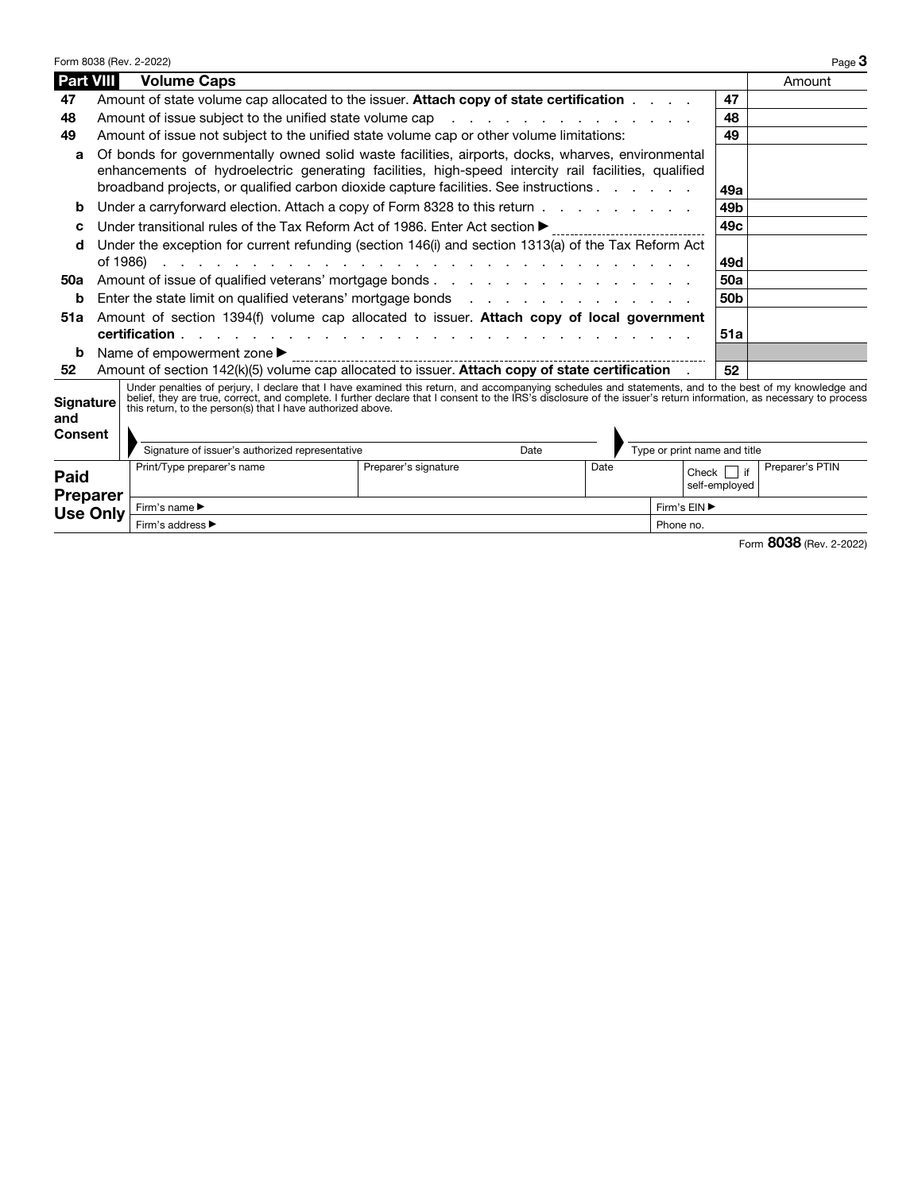Form 8038 (Rev. 2-2022)

## Part VIII Volume Caps

| | | Line | Amount |
|---|---|---|---|
| 47 | Amount of state volume cap allocated to the issuer. **Attach copy of state certification** | 47 | |
| 48 | Amount of issue subject to the unified state volume cap | 48 | |
| 49 | Amount of issue not subject to the unified state volume cap or other volume limitations: | 49 | |
| a | Of bonds for governmentally owned solid waste facilities, airports, docks, wharves, environmental enhancements of hydroelectric generating facilities, high-speed intercity rail facilities, qualified broadband projects, or qualified carbon dioxide capture facilities. See instructions | 49a | |
| b | Under a carryforward election. Attach a copy of Form 8328 to this return | 49b | |
| c | Under transitional rules of the Tax Reform Act of 1986. Enter Act section ▶ | 49c | |
| d | Under the exception for current refunding (section 146(i) and section 1313(a) of the Tax Reform Act of 1986) | 49d | |
| 50a | Amount of issue of qualified veterans' mortgage bonds | 50a | |
| b | Enter the state limit on qualified veterans' mortgage bonds | 50b | |
| 51a | Amount of section 1394(f) volume cap allocated to issuer. **Attach copy of local government certification** | 51a | |
| b | Name of empowerment zone ▶ | | |
| 52 | Amount of section 142(k)(5) volume cap allocated to issuer. **Attach copy of state certification** | 52 | |

**Signature and Consent**

Under penalties of perjury, I declare that I have examined this return, and accompanying schedules and statements, and to the best of my knowledge and belief, they are true, correct, and complete. I further declare that I consent to the IRS's disclosure of the issuer's return information, as necessary to process this return, to the person(s) that I have authorized above.

| | | |
|---|---|---|
| Signature of issuer's authorized representative | Date | Type or print name and title |

**Paid Preparer Use Only**

| | | | | |
|---|---|---|---|---|
| Print/Type preparer's name | Preparer's signature | Date | Check ☐ if self-employed | Preparer's PTIN |
| Firm's name ▶ | | | Firm's EIN ▶ | |
| Firm's address ▶ | | | Phone no. | |

Form **8038** (Rev. 2-2022)